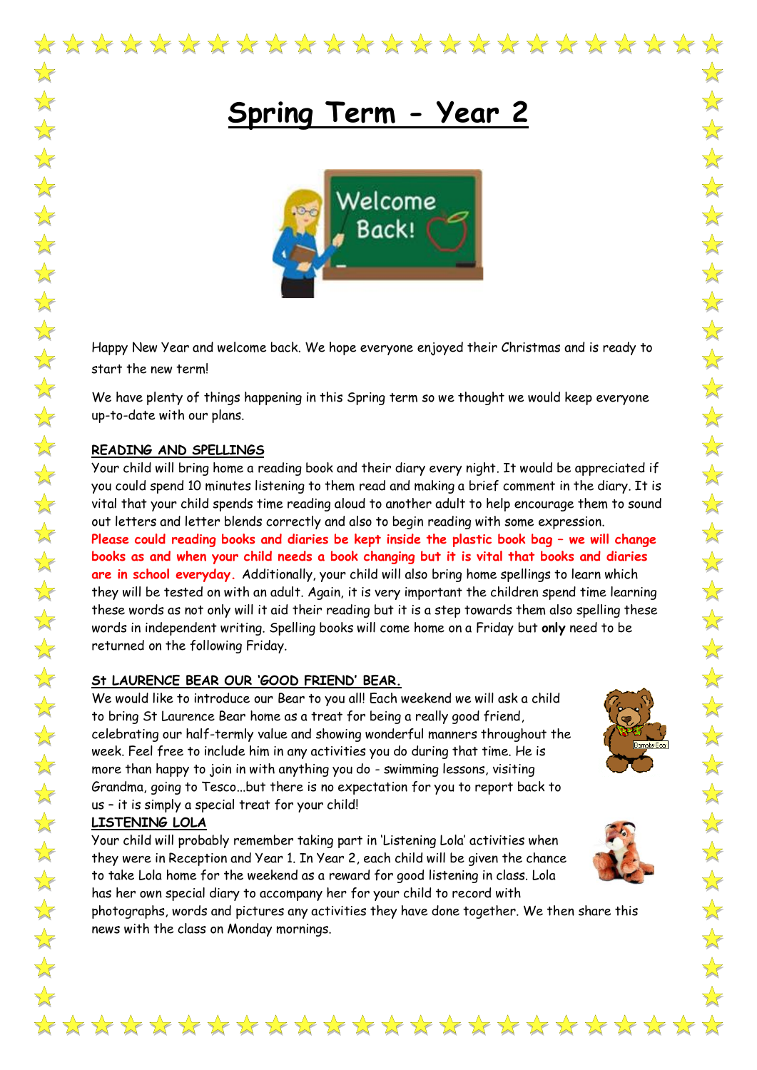# Spring Term - Year 2

Happy New Year and welcome back. We hope everyone enjoyed their Christmas and is ready to start the new term!

We have plenty of things happening in this Spring term so we thought we would keep everyone up-to-date with our plans.

## READING AND SPELLINGS

Your child will bring home a reading book and their diary every night. It would be appreciated if you could spend 10 minutes listening to them read and making a brief comment in the diary. It is vital that your child spends time reading aloud to another adult to help encourage them to sound out letters and letter blends correctly and also to begin reading with some expression. **Please could reading books and diaries be kept inside the plastic book bag – we will change books as and when your child needs a book changing but it is vital that books and diaries are in school everyday.** Additionally, your child will also bring home spellings to learn which they will be tested on with an adult. Again, it is very important the children spend time learning these words as not only will it aid their reading but it is a step towards them also spelling these words in independent writing. Spelling books will come home on a Friday but **only** need to be returned on the following Friday.

## St LAURENCE BEAR OUR 'GOOD FRIEND' BEAR.

We would like to introduce our Bear to you all! Each weekend we will ask a child to bring St Laurence Bear home as a treat for being a really good friend, celebrating our half-termly value and showing wonderful manners throughout the week. Feel free to include him in any activities you do during that time. He is more than happy to join in with anything you do - swimming lessons, visiting Grandma, going to Tesco...but there is no expectation for you to report back to us – it is simply a special treat for your child!

## LISTENING LOLA

Your child will probably remember taking part in 'Listening Lola' activities when they were in Reception and Year 1. In Year 2, each child will be given the chance to take Lola home for the weekend as a reward for good listening in class. Lola has her own special diary to accompany her for your child to record with photographs, words and pictures any activities they have done together. We then share this news with the class on Monday mornings.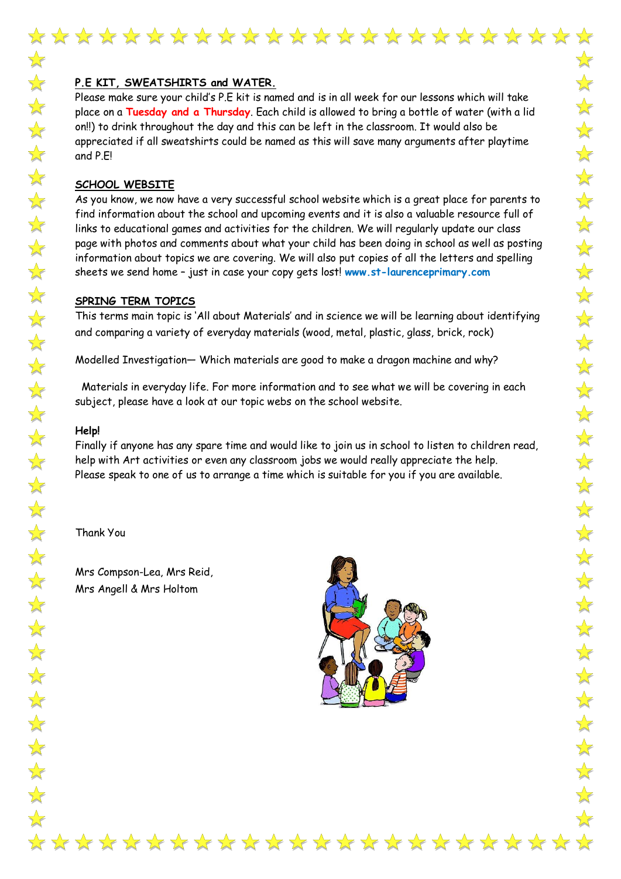**P.E KIT, SWEATSHIRTS and WATER.**

Please make sure your child's P.E kit is named and is in all week for our lessons which will take place on a **Tuesday and a Thursday**. Each child is allowed to bring a bottle of water (with a lid on!!) to drink throughout the day and this can be left in the classroom. It would also be appreciated if all sweatshirts could be named as this will save many arguments after playtime and P.E!

**SCHOOL WEBSITE**

As you know, we now have a very successful school website which is a great place for parents to find information about the school and upcoming events and it is also a valuable resource full of links to educational games and activities for the children. We will regularly update our class page with photos and comments about what your child has been doing in school as well as posting information about topics we are covering. We will also put copies of all the letters and spelling sheets we send home – just in case your copy gets lost! **www.st-laurenceprimary.com**

**SPRING TERM TOPICS**

This terms main topic is 'All about Materials' and in science we will be learning about identifying and comparing a variety of everyday materials (wood, metal, plastic, glass, brick, rock)

Modelled Investigation— Which materials are good to make a dragon machine and why?

Materials in everyday life. For more information and to see what we will be covering in each subject, please have a look at our topic webs on the school website.

**Help!**

Finally if anyone has any spare time and would like to join us in school to listen to children read, help with Art activities or even any classroom jobs we would really appreciate the help. Please speak to one of us to arrange a time which is suitable for you if you are available.

Thank You

Mrs Compson-Lea, Mrs Reid,
Mrs Angell & Mrs Holtom